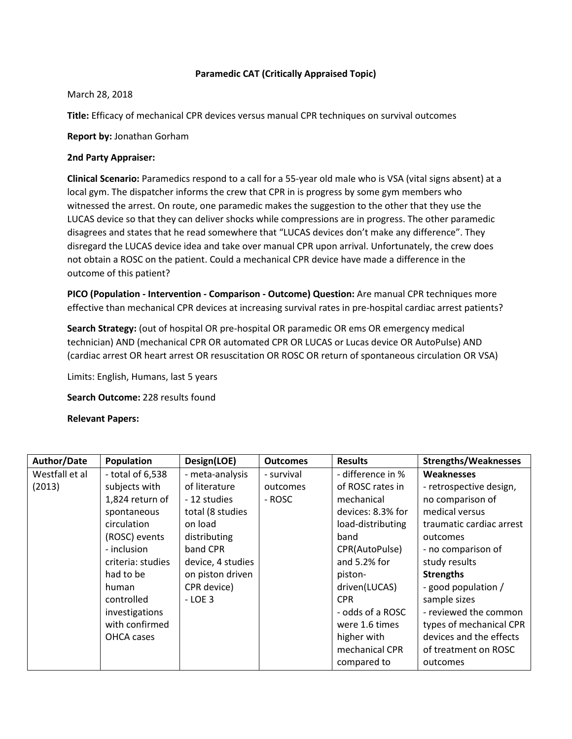**Paramedic CAT (Critically Appraised Topic)**

March 28, 2018

**Title:** Efficacy of mechanical CPR devices versus manual CPR techniques on survival outcomes

**Report by:** Jonathan Gorham

**2nd Party Appraiser:**

**Clinical Scenario:** Paramedics respond to a call for a 55-year old male who is VSA (vital signs absent) at a local gym. The dispatcher informs the crew that CPR in is progress by some gym members who witnessed the arrest. On route, one paramedic makes the suggestion to the other that they use the LUCAS device so that they can deliver shocks while compressions are in progress. The other paramedic disagrees and states that he read somewhere that "LUCAS devices don't make any difference". They disregard the LUCAS device idea and take over manual CPR upon arrival. Unfortunately, the crew does not obtain a ROSC on the patient. Could a mechanical CPR device have made a difference in the outcome of this patient?

**PICO (Population - Intervention - Comparison - Outcome) Question:** Are manual CPR techniques more effective than mechanical CPR devices at increasing survival rates in pre-hospital cardiac arrest patients?

**Search Strategy:** (out of hospital OR pre-hospital OR paramedic OR ems OR emergency medical technician) AND (mechanical CPR OR automated CPR OR LUCAS or Lucas device OR AutoPulse) AND (cardiac arrest OR heart arrest OR resuscitation OR ROSC OR return of spontaneous circulation OR VSA)

Limits: English, Humans, last 5 years

**Search Outcome:** 228 results found

**Relevant Papers:**

| Author/Date | Population | Design(LOE) | Outcomes | Results | Strengths/Weaknesses |
|---|---|---|---|---|---|
| Westfall et al (2013) | - total of 6,538 subjects with 1,824 return of spontaneous circulation (ROSC) events<br>- inclusion criteria: studies had to be human controlled investigations with confirmed OHCA cases | - meta-analysis of literature<br>- 12 studies total (8 studies on load distributing band CPR device, 4 studies on piston driven CPR device)<br>- LOE 3 | - survival outcomes<br>- ROSC | - difference in % of ROSC rates in mechanical devices: 8.3% for load-distributing band CPR(AutoPulse) and 5.2% for piston-driven(LUCAS) CPR<br>- odds of a ROSC were 1.6 times higher with mechanical CPR compared to | **Weaknesses**<br>- retrospective design, no comparison of medical versus traumatic cardiac arrest outcomes<br>- no comparison of study results<br>**Strengths**<br>- good population / sample sizes<br>- reviewed the common types of mechanical CPR devices and the effects of treatment on ROSC outcomes |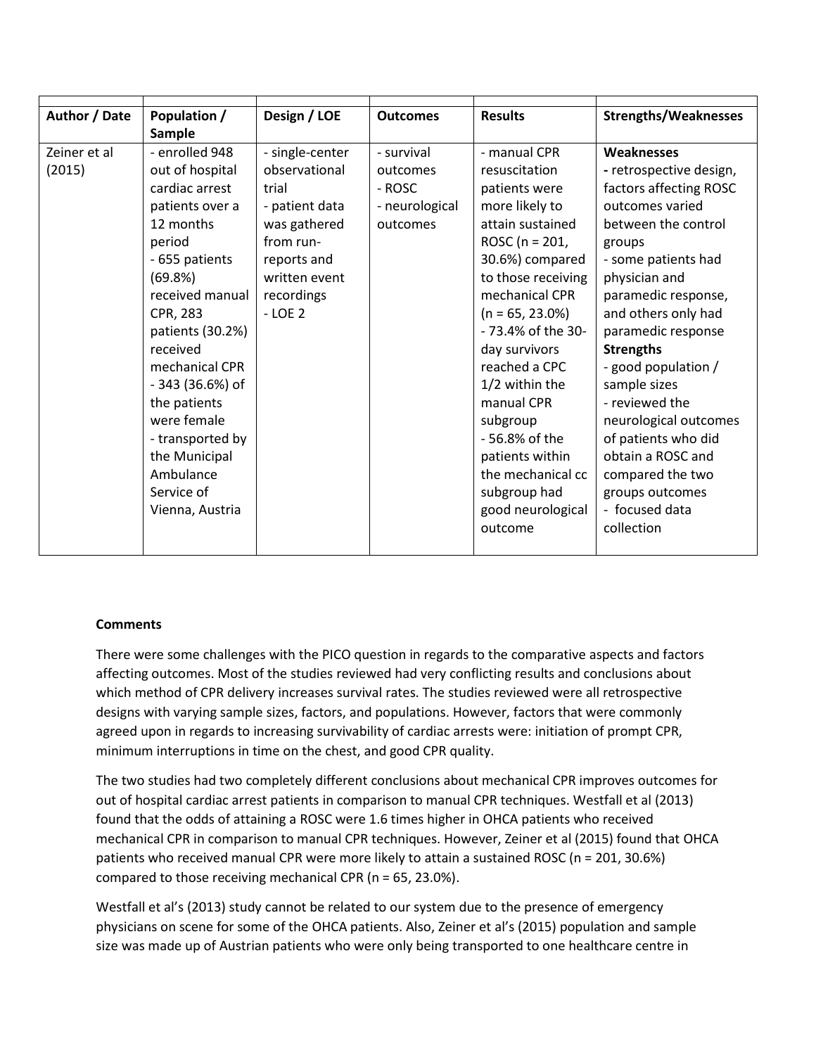| Author / Date | Population / Sample | Design / LOE | Outcomes | Results | Strengths/Weaknesses |
|---|---|---|---|---|---|
| Zeiner et al (2015) | - enrolled 948 out of hospital cardiac arrest patients over a 12 months period<br>- 655 patients (69.8%) received manual CPR, 283 patients (30.2%) received mechanical CPR<br>- 343 (36.6%) of the patients were female<br>- transported by the Municipal Ambulance Service of Vienna, Austria | - single-center observational trial<br>- patient data was gathered from run-reports and written event recordings<br>- LOE 2 | - survival outcomes<br>- ROSC<br>- neurological outcomes | - manual CPR resuscitation patients were more likely to attain sustained ROSC (n = 201, 30.6%) compared to those receiving mechanical CPR (n = 65, 23.0%)<br>- 73.4% of the 30-day survivors reached a CPC 1/2 within the manual CPR subgroup<br>- 56.8% of the patients within the mechanical cc subgroup had good neurological outcome | **Weaknesses**<br>**-** retrospective design, factors affecting ROSC outcomes varied between the control groups<br>- some patients had physician and paramedic response, and others only had paramedic response<br>**Strengths**<br>- good population / sample sizes<br>- reviewed the neurological outcomes of patients who did obtain a ROSC and compared the two groups outcomes<br>- focused data collection |

**Comments**

There were some challenges with the PICO question in regards to the comparative aspects and factors affecting outcomes. Most of the studies reviewed had very conflicting results and conclusions about which method of CPR delivery increases survival rates. The studies reviewed were all retrospective designs with varying sample sizes, factors, and populations. However, factors that were commonly agreed upon in regards to increasing survivability of cardiac arrests were: initiation of prompt CPR, minimum interruptions in time on the chest, and good CPR quality.

The two studies had two completely different conclusions about mechanical CPR improves outcomes for out of hospital cardiac arrest patients in comparison to manual CPR techniques. Westfall et al (2013) found that the odds of attaining a ROSC were 1.6 times higher in OHCA patients who received mechanical CPR in comparison to manual CPR techniques. However, Zeiner et al (2015) found that OHCA patients who received manual CPR were more likely to attain a sustained ROSC (n = 201, 30.6%) compared to those receiving mechanical CPR (n = 65, 23.0%).

Westfall et al's (2013) study cannot be related to our system due to the presence of emergency physicians on scene for some of the OHCA patients. Also, Zeiner et al's (2015) population and sample size was made up of Austrian patients who were only being transported to one healthcare centre in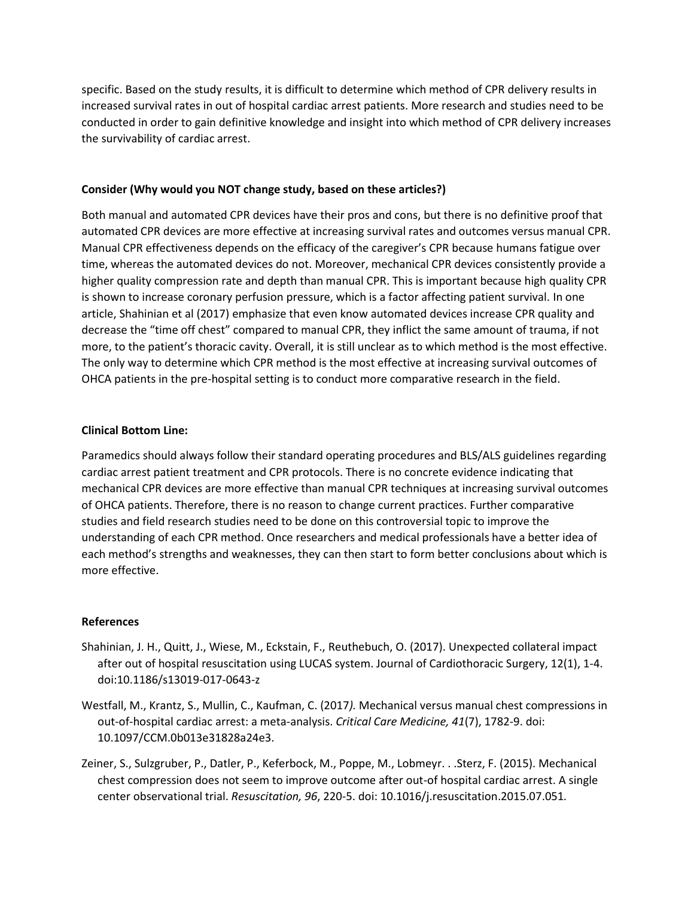specific. Based on the study results, it is difficult to determine which method of CPR delivery results in increased survival rates in out of hospital cardiac arrest patients. More research and studies need to be conducted in order to gain definitive knowledge and insight into which method of CPR delivery increases the survivability of cardiac arrest.

**Consider (Why would you NOT change study, based on these articles?)**

Both manual and automated CPR devices have their pros and cons, but there is no definitive proof that automated CPR devices are more effective at increasing survival rates and outcomes versus manual CPR. Manual CPR effectiveness depends on the efficacy of the caregiver's CPR because humans fatigue over time, whereas the automated devices do not. Moreover, mechanical CPR devices consistently provide a higher quality compression rate and depth than manual CPR. This is important because high quality CPR is shown to increase coronary perfusion pressure, which is a factor affecting patient survival. In one article, Shahinian et al (2017) emphasize that even know automated devices increase CPR quality and decrease the "time off chest" compared to manual CPR, they inflict the same amount of trauma, if not more, to the patient's thoracic cavity. Overall, it is still unclear as to which method is the most effective. The only way to determine which CPR method is the most effective at increasing survival outcomes of OHCA patients in the pre-hospital setting is to conduct more comparative research in the field.

**Clinical Bottom Line:**

Paramedics should always follow their standard operating procedures and BLS/ALS guidelines regarding cardiac arrest patient treatment and CPR protocols. There is no concrete evidence indicating that mechanical CPR devices are more effective than manual CPR techniques at increasing survival outcomes of OHCA patients. Therefore, there is no reason to change current practices. Further comparative studies and field research studies need to be done on this controversial topic to improve the understanding of each CPR method. Once researchers and medical professionals have a better idea of each method's strengths and weaknesses, they can then start to form better conclusions about which is more effective.

**References**

Shahinian, J. H., Quitt, J., Wiese, M., Eckstain, F., Reuthebuch, O. (2017). Unexpected collateral impact after out of hospital resuscitation using LUCAS system. Journal of Cardiothoracic Surgery, 12(1), 1-4. doi:10.1186/s13019-017-0643-z

Westfall, M., Krantz, S., Mullin, C., Kaufman, C. (2017*).* Mechanical versus manual chest compressions in out-of-hospital cardiac arrest: a meta-analysis. *Critical Care Medicine, 41*(7), 1782-9. doi: 10.1097/CCM.0b013e31828a24e3.

Zeiner, S., Sulzgruber, P., Datler, P., Keferbock, M., Poppe, M., Lobmeyr. . .Sterz, F. (2015). Mechanical chest compression does not seem to improve outcome after out-of hospital cardiac arrest. A single center observational trial. *Resuscitation, 96*, 220-5. doi: 10.1016/j.resuscitation.2015.07.051.